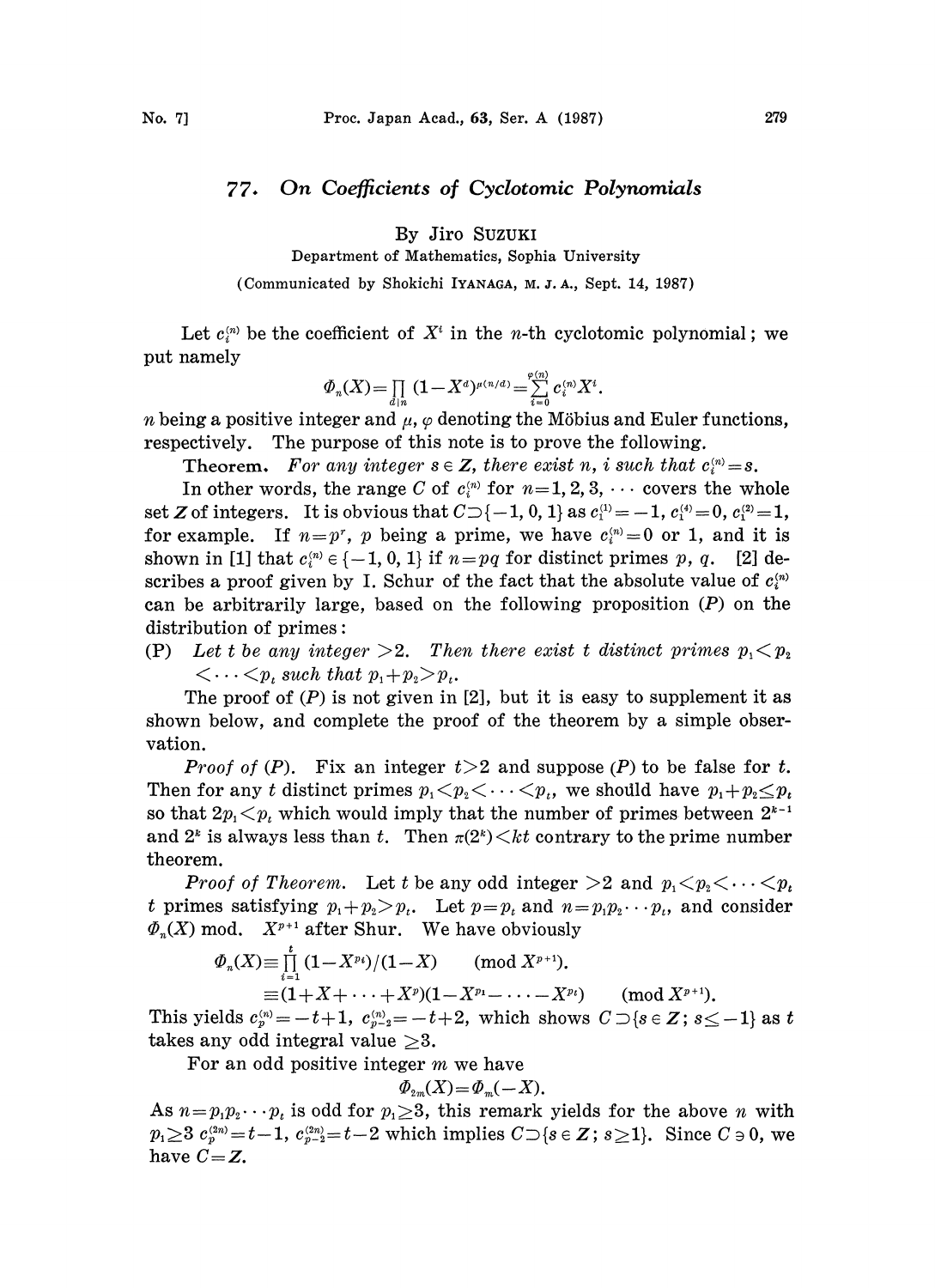# 77. On Coefficients of Cyclotomic Polynomials

By Jiro SUZUKI

Department of Mathematics, Sophia University

(Communicated by Shokichi IYANAGA, M. J. A., Sept. 14, 1987)

Let $c_i^{(n)}$ be the coefficient of $X^i$ in the $n$-th cyclotomic polynomial; we put namely

$$\Phi_n(X)=\prod_{d\mid n}(1-X^d)^{\mu(n/d)}=\sum_{i=0}^{\varphi(n)}c_i^{(n)}X^i.$$

$n$ being a positive integer and $\mu$, $\varphi$ denoting the Möbius and Euler functions, respectively. The purpose of this note is to prove the following.

**Theorem.** *For any integer $s\in \boldsymbol{Z}$, there exist $n$, $i$ such that $c_i^{(n)}=s$.*

In other words, the range $C$ of $c_i^{(n)}$ for $n=1,2,3,\cdots$ covers the whole set $\boldsymbol{Z}$ of integers. It is obvious that $C\supset\{-1,0,1\}$ as $c_1^{(1)}=-1$, $c_1^{(4)}=0$, $c_1^{(2)}=1$, for example. If $n=p^r$, $p$ being a prime, we have $c_i^{(n)}=0$ or $1$, and it is shown in [1] that $c_i^{(n)}\in\{-1,0,1\}$ if $n=pq$ for distinct primes $p$, $q$. [2] describes a proof given by I. Schur of the fact that the absolute value of $c_i^{(n)}$ can be arbitrarily large, based on the following proposition $(P)$ on the distribution of primes:

(P) *Let $t$ be any integer $>2$. Then there exist $t$ distinct primes $p_1<p_2<\cdots<p_t$ such that $p_1+p_2>p_t$.*

The proof of $(P)$ is not given in [2], but it is easy to supplement it as shown below, and complete the proof of the theorem by a simple observation.

*Proof of $(P)$.* Fix an integer $t>2$ and suppose $(P)$ to be false for $t$. Then for any $t$ distinct primes $p_1<p_2<\cdots<p_t$, we should have $p_1+p_2\leq p_t$ so that $2p_1<p_t$ which would imply that the number of primes between $2^{k-1}$ and $2^k$ is always less than $t$. Then $\pi(2^k)<kt$ contrary to the prime number theorem.

*Proof of Theorem.* Let $t$ be any odd integer $>2$ and $p_1<p_2<\cdots<p_t$ $t$ primes satisfying $p_1+p_2>p_t$. Let $p=p_t$ and $n=p_1p_2\cdots p_t$, and consider $\Phi_n(X)$ mod. $X^{p+1}$ after Shur. We have obviously

$$\begin{aligned}\Phi_n(X)&\equiv\prod_{i=1}^{t}(1-X^{p_i})/(1-X) \qquad (\mathrm{mod}\ X^{p+1}).\\ &\equiv(1+X+\cdots+X^p)(1-X^{p_1}-\cdots-X^{p_t}) \qquad (\mathrm{mod}\ X^{p+1}).\end{aligned}$$

This yields $c_p^{(n)}=-t+1$, $c_{p-2}^{(n)}=-t+2$, which shows $C\supset\{s\in\boldsymbol{Z};\ s\leq -1\}$ as $t$ takes any odd integral value $\geq 3$.

For an odd positive integer $m$ we have

$$\Phi_{2m}(X)=\Phi_m(-X).$$

As $n=p_1p_2\cdots p_t$ is odd for $p_1\geq 3$, this remark yields for the above $n$ with $p_1\geq 3$ $c_p^{(2n)}=t-1$, $c_{p-2}^{(2n)}=t-2$ which implies $C\supset\{s\in\boldsymbol{Z};\ s\geq 1\}$. Since $C\ni 0$, we have $C=\boldsymbol{Z}$.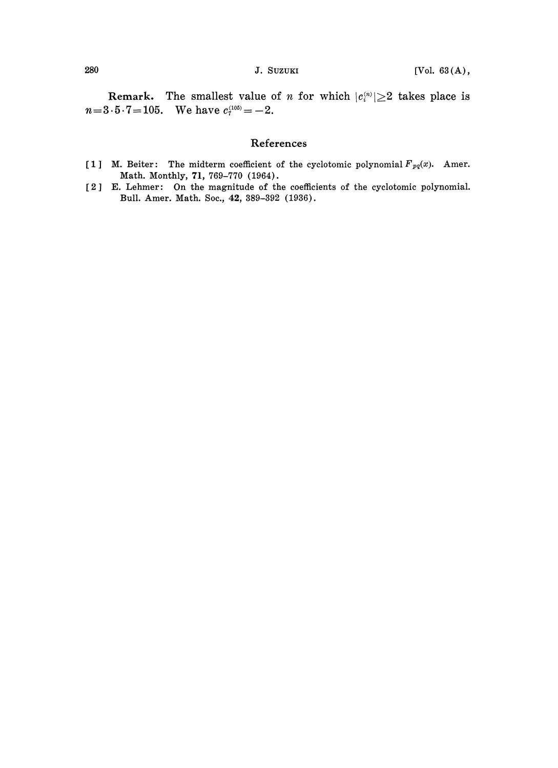**Remark.** The smallest value of $n$ for which $|c_i^{(n)}| \geq 2$ takes place is $n = 3 \cdot 5 \cdot 7 = 105$. We have $c_7^{(105)} = -2$.

## References

[1] M. Beiter: The midterm coefficient of the cyclotomic polynomial $F_{pq}(x)$. Amer. Math. Monthly, **71**, 769–770 (1964).

[2] E. Lehmer: On the magnitude of the coefficients of the cyclotomic polynomial. Bull. Amer. Math. Soc., **42**, 389–392 (1936).